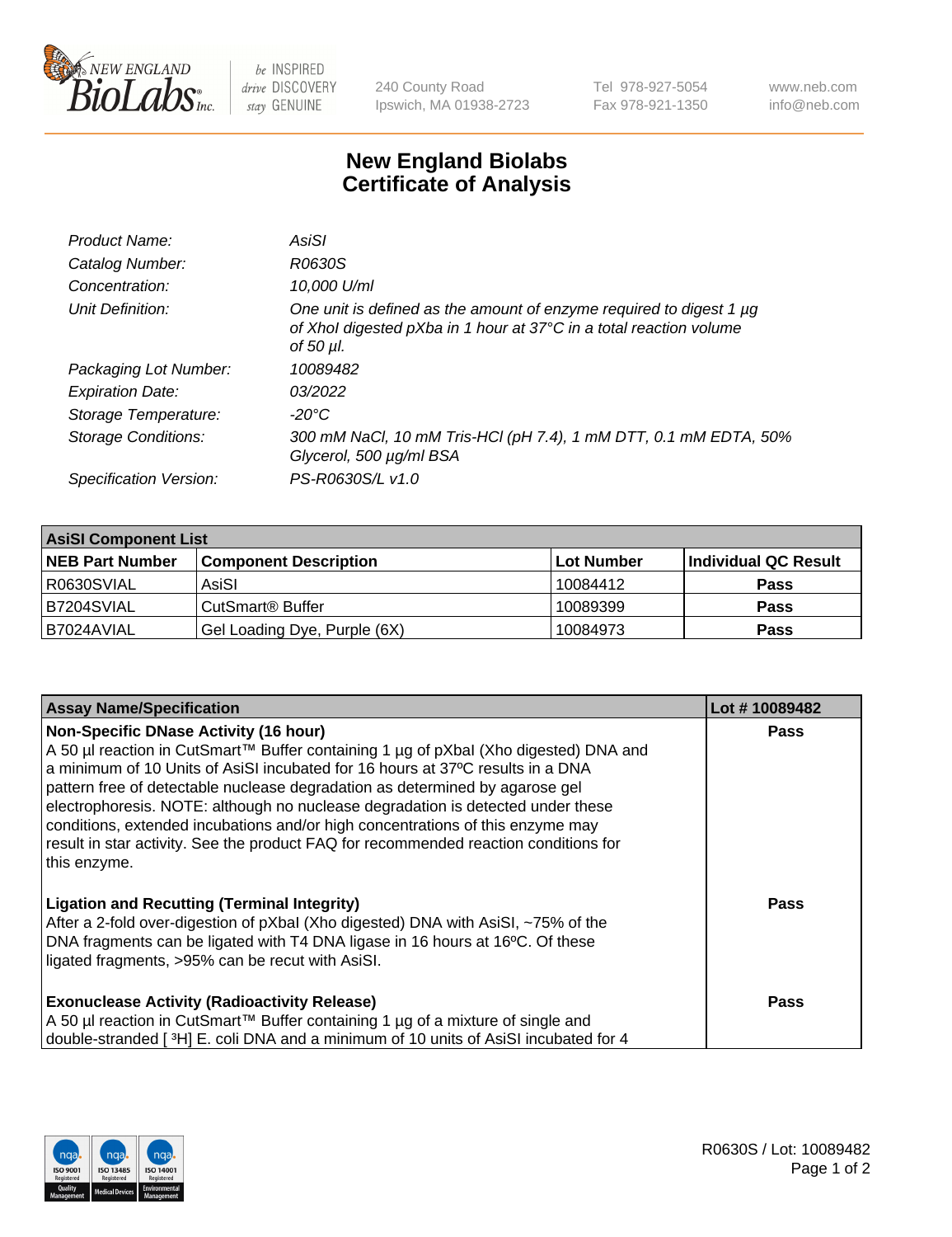# New England Biolabs Certificate of Analysis

| | |
|---|---|
| *Product Name:* | *AsiSI* |
| *Catalog Number:* | *R0630S* |
| *Concentration:* | *10,000 U/ml* |
| *Unit Definition:* | *One unit is defined as the amount of enzyme required to digest 1 µg of XhoI digested pXba in 1 hour at 37°C in a total reaction volume of 50 µl.* |
| *Packaging Lot Number:* | *10089482* |
| *Expiration Date:* | *03/2022* |
| *Storage Temperature:* | *-20°C* |
| *Storage Conditions:* | *300 mM NaCl, 10 mM Tris-HCl (pH 7.4), 1 mM DTT, 0.1 mM EDTA, 50% Glycerol, 500 µg/ml BSA* |
| *Specification Version:* | *PS-R0630S/L v1.0* |

| **AsiSI Component List** | | | |
|---|---|---|---|
| **NEB Part Number** | **Component Description** | **Lot Number** | **Individual QC Result** |
| R0630SVIAL | AsiSI | 10084412 | **Pass** |
| B7204SVIAL | CutSmart® Buffer | 10089399 | **Pass** |
| B7024AVIAL | Gel Loading Dye, Purple (6X) | 10084973 | **Pass** |

| **Assay Name/Specification** | **Lot # 10089482** |
|---|---|
| **Non-Specific DNase Activity (16 hour)**<br>A 50 µl reaction in CutSmart™ Buffer containing 1 µg of pXbaI (Xho digested) DNA and a minimum of 10 Units of AsiSI incubated for 16 hours at 37ºC results in a DNA pattern free of detectable nuclease degradation as determined by agarose gel electrophoresis. NOTE: although no nuclease degradation is detected under these conditions, extended incubations and/or high concentrations of this enzyme may result in star activity. See the product FAQ for recommended reaction conditions for this enzyme. | **Pass** |
| **Ligation and Recutting (Terminal Integrity)**<br>After a 2-fold over-digestion of pXbaI (Xho digested) DNA with AsiSI, ~75% of the DNA fragments can be ligated with T4 DNA ligase in 16 hours at 16ºC. Of these ligated fragments, >95% can be recut with AsiSI. | **Pass** |
| **Exonuclease Activity (Radioactivity Release)**<br>A 50 µl reaction in CutSmart™ Buffer containing 1 µg of a mixture of single and double-stranded [ $^3$H] E. coli DNA and a minimum of 10 units of AsiSI incubated for 4 | **Pass** |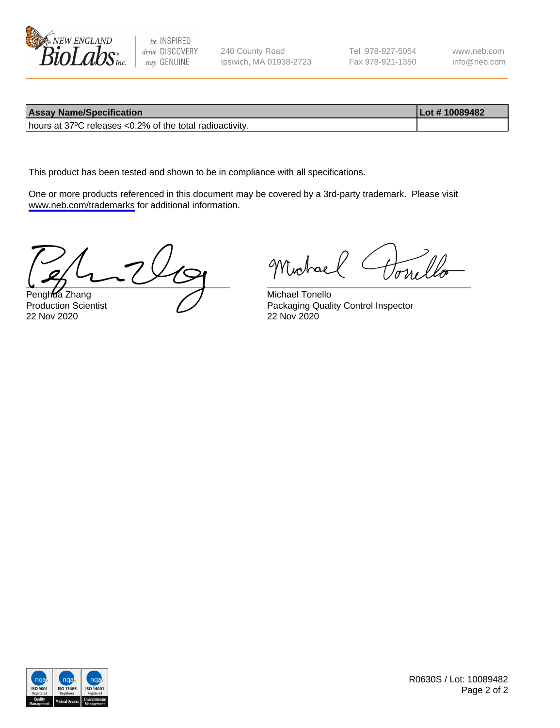| Assay Name/Specification | Lot # 10089482 |
| --- | --- |
| hours at 37ºC releases <0.2% of the total radioactivity. | |

This product has been tested and shown to be in compliance with all specifications.

One or more products referenced in this document may be covered by a 3rd-party trademark. Please visit www.neb.com/trademarks for additional information.

Penghua Zhang
Production Scientist
22 Nov 2020

Michael Tonello
Packaging Quality Control Inspector
22 Nov 2020

R0630S / Lot: 10089482